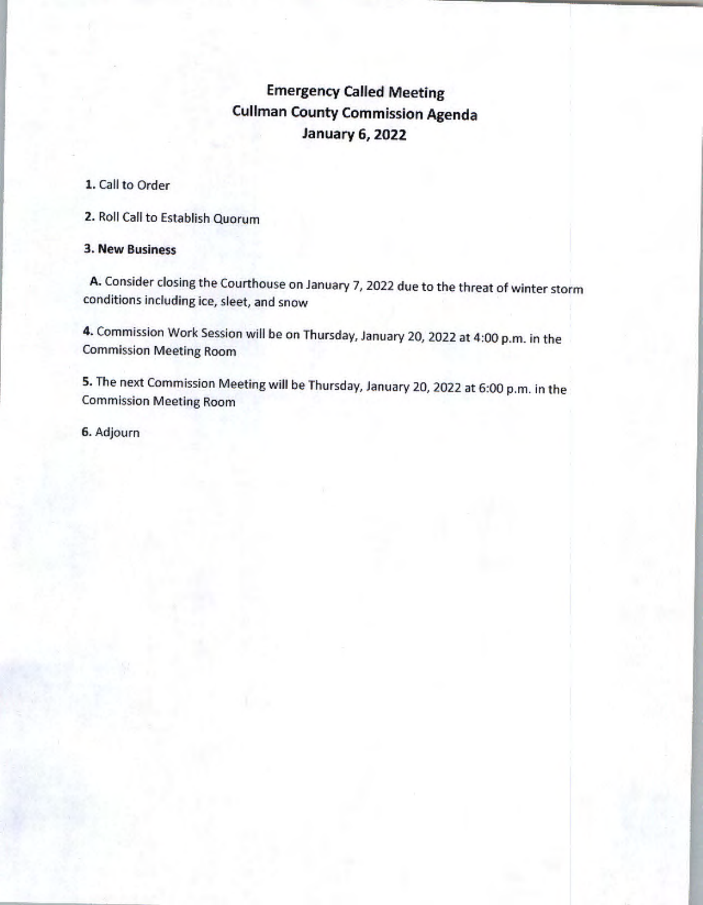# Emergency Called Meeting
## Cullman County Commission Agenda
## January 6, 2022

**1.** Call to Order

**2.** Roll Call to Establish Quorum

**3. New Business**

**A.** Consider closing the Courthouse on January 7, 2022 due to the threat of winter storm conditions including ice, sleet, and snow

**4.** Commission Work Session will be on Thursday, January 20, 2022 at 4:00 p.m. in the Commission Meeting Room

**5.** The next Commission Meeting will be Thursday, January 20, 2022 at 6:00 p.m. in the Commission Meeting Room

**6.** Adjourn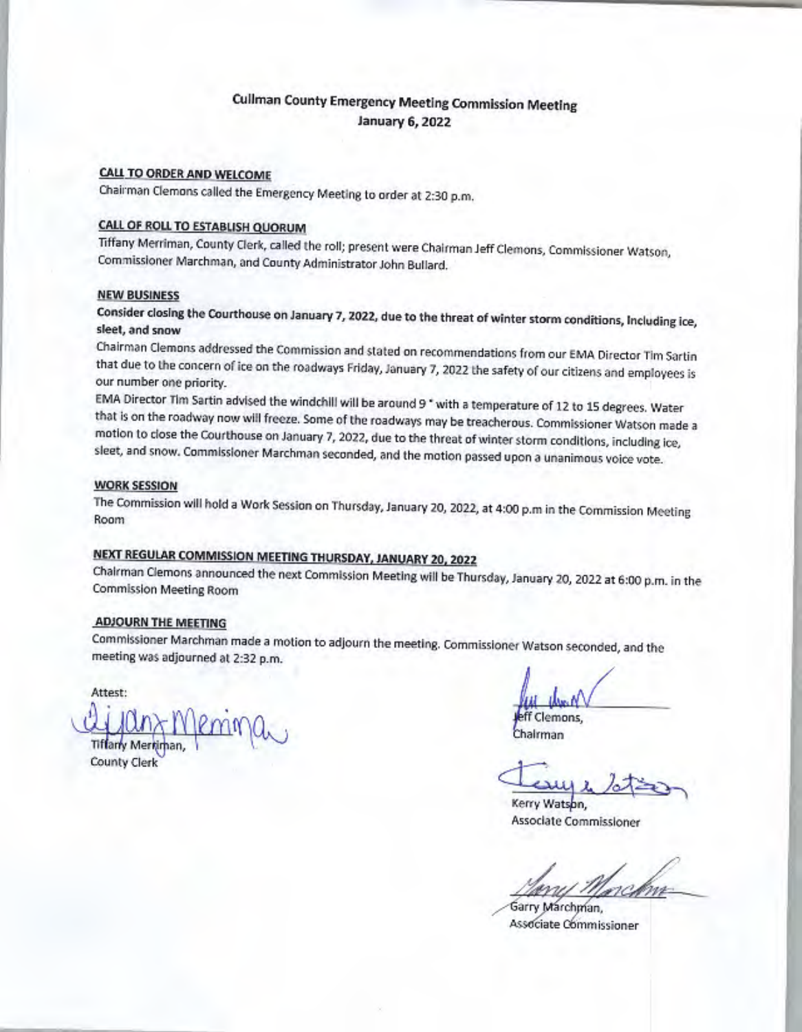# Cullman County Emergency Meeting Commission Meeting
## January 6, 2022

**CALL TO ORDER AND WELCOME**

Chairman Clemons called the Emergency Meeting to order at 2:30 p.m.

**CALL OF ROLL TO ESTABLISH QUORUM**

Tiffany Merriman, County Clerk, called the roll; present were Chairman Jeff Clemons, Commissioner Watson, Commissioner Marchman, and County Administrator John Bullard.

**NEW BUSINESS**

**Consider closing the Courthouse on January 7, 2022, due to the threat of winter storm conditions, including ice, sleet, and snow**

Chairman Clemons addressed the Commission and stated on recommendations from our EMA Director Tim Sartin that due to the concern of ice on the roadways Friday, January 7, 2022 the safety of our citizens and employees is our number one priority.

EMA Director Tim Sartin advised the windchill will be around 9 ° with a temperature of 12 to 15 degrees. Water that is on the roadway now will freeze. Some of the roadways may be treacherous. Commissioner Watson made a motion to close the Courthouse on January 7, 2022, due to the threat of winter storm conditions, including ice, sleet, and snow. Commissioner Marchman seconded, and the motion passed upon a unanimous voice vote.

**WORK SESSION**

The Commission will hold a Work Session on Thursday, January 20, 2022, at 4:00 p.m in the Commission Meeting Room

**NEXT REGULAR COMMISSION MEETING THURSDAY, JANUARY 20, 2022**

Chairman Clemons announced the next Commission Meeting will be Thursday, January 20, 2022 at 6:00 p.m. in the Commission Meeting Room

**ADJOURN THE MEETING**

Commissioner Marchman made a motion to adjourn the meeting. Commissioner Watson seconded, and the meeting was adjourned at 2:32 p.m.

Attest:

Tiffany Merriman,
County Clerk

Jeff Clemons,
Chairman

Kerry Watson,
Associate Commissioner

Garry Marchman,
Associate Commissioner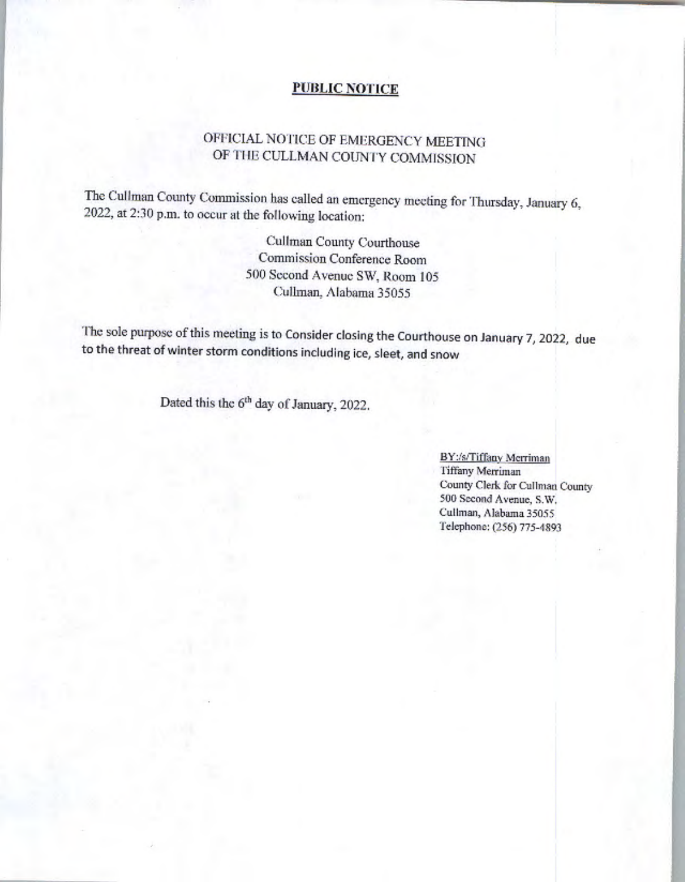# **PUBLIC NOTICE**

## OFFICIAL NOTICE OF EMERGENCY MEETING OF THE CULLMAN COUNTY COMMISSION

The Cullman County Commission has called an emergency meeting for Thursday, January 6, 2022, at 2:30 p.m. to occur at the following location:

Cullman County Courthouse
Commission Conference Room
500 Second Avenue SW, Room 105
Cullman, Alabama 35055

The sole purpose of this meeting is to Consider closing the Courthouse on January 7, 2022, due to the threat of winter storm conditions including ice, sleet, and snow

Dated this the 6th day of January, 2022.

BY:/s/Tiffany Merriman
Tiffany Merriman
County Clerk for Cullman County
500 Second Avenue, S.W.
Cullman, Alabama 35055
Telephone: (256) 775-4893